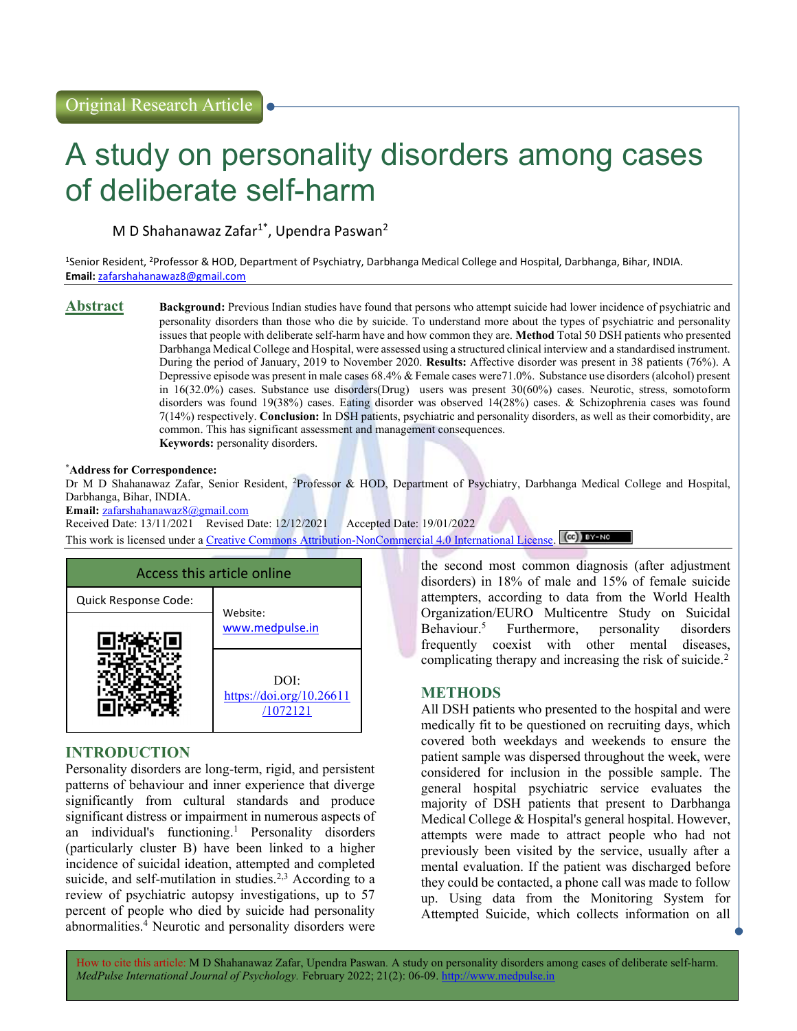Original Research Article

# A study on personality disorders among cases of deliberate self-harm

M D Shahanawaz Zafar[1*], Upendra Paswan[2]

[1]Senior Resident, [2]Professor & HOD, Department of Psychiatry, Darbhanga Medical College and Hospital, Darbhanga, Bihar, INDIA.
**Email:** zafarshahanawaz8@gmail.com

## Abstract

**Background:** Previous Indian studies have found that persons who attempt suicide had lower incidence of psychiatric and personality disorders than those who die by suicide. To understand more about the types of psychiatric and personality issues that people with deliberate self-harm have and how common they are. **Method** Total 50 DSH patients who presented Darbhanga Medical College and Hospital, were assessed using a structured clinical interview and a standardised instrument. During the period of January, 2019 to November 2020. **Results:** Affective disorder was present in 38 patients (76%). A Depressive episode was present in male cases 68.4% & Female cases were71.0%. Substance use disorders (alcohol) present in 16(32.0%) cases. Substance use disorders(Drug) users was present 30(60%) cases. Neurotic, stress, somotoform disorders was found 19(38%) cases. Eating disorder was observed 14(28%) cases. & Schizophrenia cases was found 7(14%) respectively. **Conclusion:** In DSH patients, psychiatric and personality disorders, as well as their comorbidity, are common. This has significant assessment and management consequences.
**Keywords:** personality disorders.

*__Address for Correspondence:__
Dr M D Shahanawaz Zafar, Senior Resident, [2]Professor & HOD, Department of Psychiatry, Darbhanga Medical College and Hospital, Darbhanga, Bihar, INDIA.
**Email:** zafarshahanawaz8@gmail.com
Received Date: 13/11/2021 Revised Date: 12/12/2021 Accepted Date: 19/01/2022
This work is licensed under a Creative Commons Attribution-NonCommercial 4.0 International License.

| Access this article online | |
|---|---|
| Quick Response Code: | Website: www.medpulse.in |
| | DOI: https://doi.org/10.26611/1072121 |

## INTRODUCTION

Personality disorders are long-term, rigid, and persistent patterns of behaviour and inner experience that diverge significantly from cultural standards and produce significant distress or impairment in numerous aspects of an individual's functioning.[1] Personality disorders (particularly cluster B) have been linked to a higher incidence of suicidal ideation, attempted and completed suicide, and self-mutilation in studies.[2,3] According to a review of psychiatric autopsy investigations, up to 57 percent of people who died by suicide had personality abnormalities.[4] Neurotic and personality disorders were the second most common diagnosis (after adjustment disorders) in 18% of male and 15% of female suicide attempters, according to data from the World Health Organization/EURO Multicentre Study on Suicidal Behaviour.[5] Furthermore, personality disorders frequently coexist with other mental diseases, complicating therapy and increasing the risk of suicide.[2]

## METHODS

All DSH patients who presented to the hospital and were medically fit to be questioned on recruiting days, which covered both weekdays and weekends to ensure the patient sample was dispersed throughout the week, were considered for inclusion in the possible sample. The general hospital psychiatric service evaluates the majority of DSH patients that present to Darbhanga Medical College & Hospital's general hospital. However, attempts were made to attract people who had not previously been visited by the service, usually after a mental evaluation. If the patient was discharged before they could be contacted, a phone call was made to follow up. Using data from the Monitoring System for Attempted Suicide, which collects information on all

How to cite this article: M D Shahanawaz Zafar, Upendra Paswan. A study on personality disorders among cases of deliberate self-harm. *MedPulse International Journal of Psychology.* February 2022; 21(2): 06-09. http://www.medpulse.in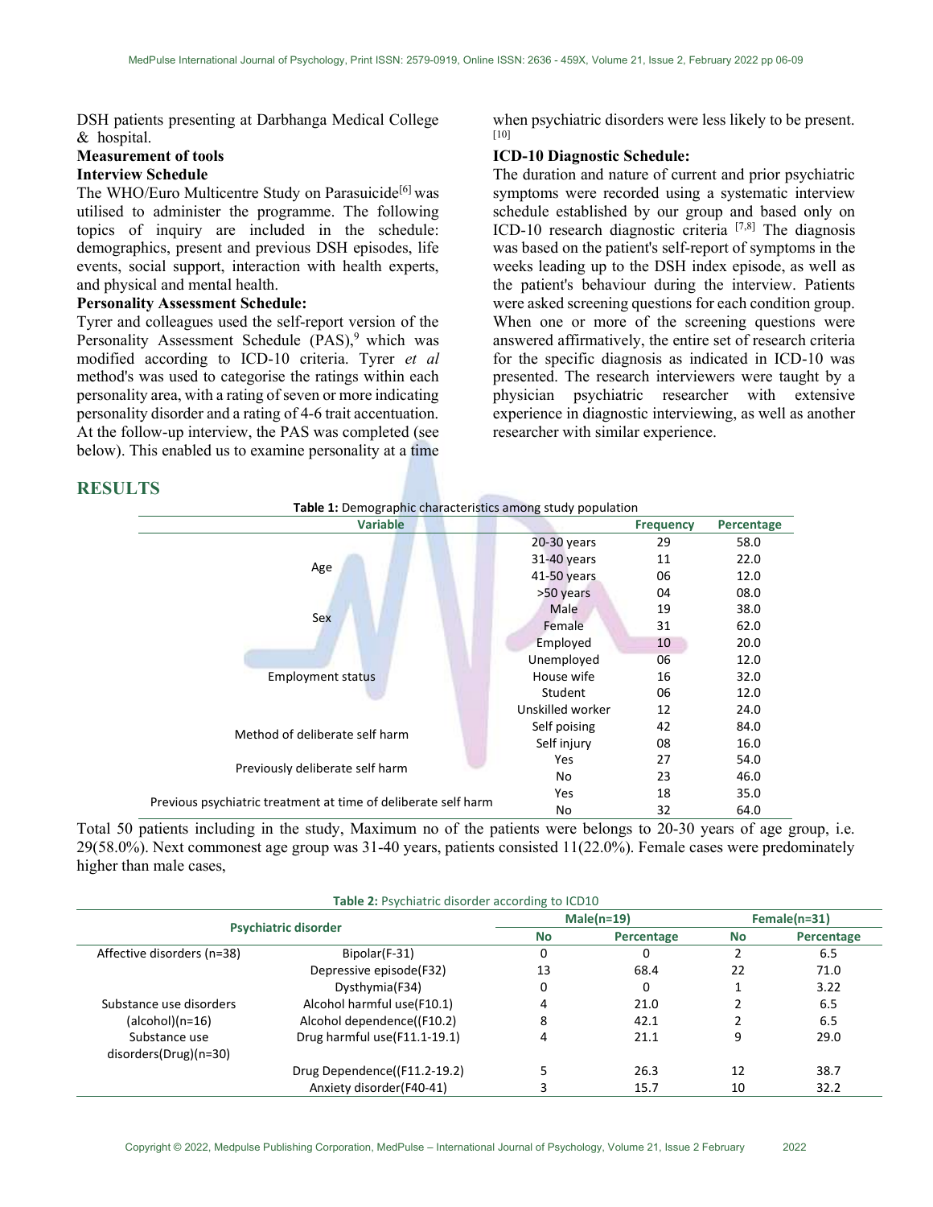DSH patients presenting at Darbhanga Medical College & hospital.

**Measurement of tools**

**Interview Schedule**

The WHO/Euro Multicentre Study on Parasuicide[6] was utilised to administer the programme. The following topics of inquiry are included in the schedule: demographics, present and previous DSH episodes, life events, social support, interaction with health experts, and physical and mental health.

**Personality Assessment Schedule:**

Tyrer and colleagues used the self-report version of the Personality Assessment Schedule (PAS),[9] which was modified according to ICD-10 criteria. Tyrer *et al* method's was used to categorise the ratings within each personality area, with a rating of seven or more indicating personality disorder and a rating of 4-6 trait accentuation. At the follow-up interview, the PAS was completed (see below). This enabled us to examine personality at a time when psychiatric disorders were less likely to be present.[10]

**ICD-10 Diagnostic Schedule:**

The duration and nature of current and prior psychiatric symptoms were recorded using a systematic interview schedule established by our group and based only on ICD-10 research diagnostic criteria [7,8] The diagnosis was based on the patient's self-report of symptoms in the weeks leading up to the DSH index episode, as well as the patient's behaviour during the interview. Patients were asked screening questions for each condition group. When one or more of the screening questions were answered affirmatively, the entire set of research criteria for the specific diagnosis as indicated in ICD-10 was presented. The research interviewers were taught by a physician psychiatric researcher with extensive experience in diagnostic interviewing, as well as another researcher with similar experience.

## RESULTS

**Table 1:** Demographic characteristics among study population

| Variable | | Frequency | Percentage |
|---|---|---|---|
| Age | 20-30 years | 29 | 58.0 |
| | 31-40 years | 11 | 22.0 |
| | 41-50 years | 06 | 12.0 |
| | >50 years | 04 | 08.0 |
| Sex | Male | 19 | 38.0 |
| | Female | 31 | 62.0 |
| Employment status | Employed | 10 | 20.0 |
| | Unemployed | 06 | 12.0 |
| | House wife | 16 | 32.0 |
| | Student | 06 | 12.0 |
| | Unskilled worker | 12 | 24.0 |
| Method of deliberate self harm | Self poising | 42 | 84.0 |
| | Self injury | 08 | 16.0 |
| Previously deliberate self harm | Yes | 27 | 54.0 |
| | No | 23 | 46.0 |
| Previous psychiatric treatment at time of deliberate self harm | Yes | 18 | 35.0 |
| | No | 32 | 64.0 |

Total 50 patients including in the study, Maximum no of the patients were belongs to 20-30 years of age group, i.e. 29(58.0%). Next commonest age group was 31-40 years, patients consisted 11(22.0%). Female cases were predominately higher than male cases,

**Table 2:** Psychiatric disorder according to ICD10

| Psychiatric disorder | | Male(n=19) | | Female(n=31) | |
|---|---|---|---|---|---|
| | | No | Percentage | No | Percentage |
| Affective disorders (n=38) | Bipolar(F-31) | 0 | 0 | 2 | 6.5 |
| | Depressive episode(F32) | 13 | 68.4 | 22 | 71.0 |
| | Dysthymia(F34) | 0 | 0 | 1 | 3.22 |
| Substance use disorders (alcohol)(n=16) | Alcohol harmful use(F10.1) | 4 | 21.0 | 2 | 6.5 |
| | Alcohol dependence((F10.2) | 8 | 42.1 | 2 | 6.5 |
| Substance use disorders(Drug)(n=30) | Drug harmful use(F11.1-19.1) | 4 | 21.1 | 9 | 29.0 |
| | Drug Dependence((F11.2-19.2) | 5 | 26.3 | 12 | 38.7 |
| | Anxiety disorder(F40-41) | 3 | 15.7 | 10 | 32.2 |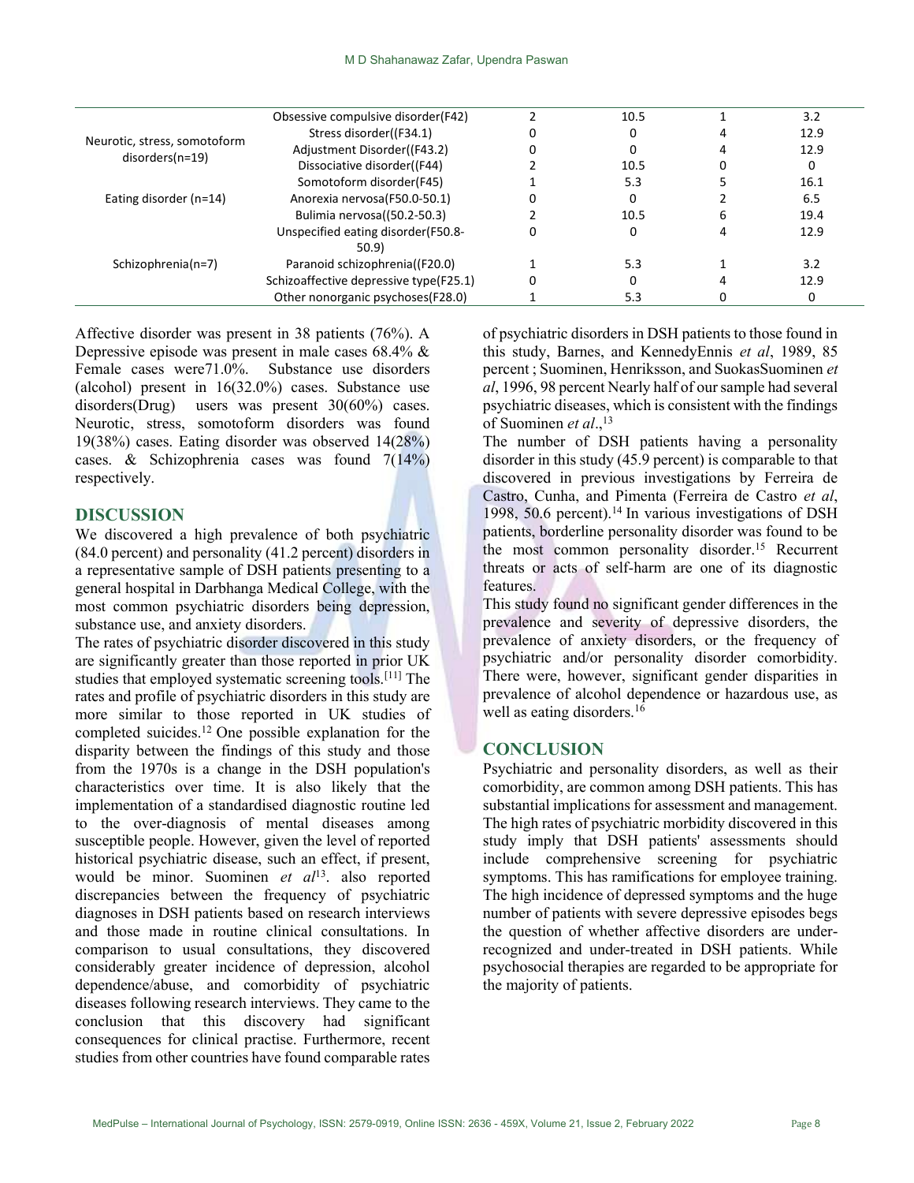| | | | | | |
|---|---|---|---|---|---|
| Neurotic, stress, somotoform disorders(n=19) | Obsessive compulsive disorder(F42) | 2 | 10.5 | 1 | 3.2 |
| | Stress disorder((F34.1) | 0 | 0 | 4 | 12.9 |
| | Adjustment Disorder((F43.2) | 0 | 0 | 4 | 12.9 |
| | Dissociative disorder((F44) | 2 | 10.5 | 0 | 0 |
| | Somotoform disorder(F45) | 1 | 5.3 | 5 | 16.1 |
| Eating disorder (n=14) | Anorexia nervosa(F50.0-50.1) | 0 | 0 | 2 | 6.5 |
| | Bulimia nervosa((50.2-50.3) | 2 | 10.5 | 6 | 19.4 |
| | Unspecified eating disorder(F50.8-50.9) | 0 | 0 | 4 | 12.9 |
| Schizophrenia(n=7) | Paranoid schizophrenia((F20.0) | 1 | 5.3 | 1 | 3.2 |
| | Schizoaffective depressive type(F25.1) | 0 | 0 | 4 | 12.9 |
| | Other nonorganic psychoses(F28.0) | 1 | 5.3 | 0 | 0 |

Affective disorder was present in 38 patients (76%). A Depressive episode was present in male cases 68.4% & Female cases were71.0%. Substance use disorders (alcohol) present in 16(32.0%) cases. Substance use disorders(Drug) users was present 30(60%) cases. Neurotic, stress, somotoform disorders was found 19(38%) cases. Eating disorder was observed 14(28%) cases. & Schizophrenia cases was found 7(14%) respectively.

## DISCUSSION

We discovered a high prevalence of both psychiatric (84.0 percent) and personality (41.2 percent) disorders in a representative sample of DSH patients presenting to a general hospital in Darbhanga Medical College, with the most common psychiatric disorders being depression, substance use, and anxiety disorders.

The rates of psychiatric disorder discovered in this study are significantly greater than those reported in prior UK studies that employed systematic screening tools.[11] The rates and profile of psychiatric disorders in this study are more similar to those reported in UK studies of completed suicides.[12] One possible explanation for the disparity between the findings of this study and those from the 1970s is a change in the DSH population's characteristics over time. It is also likely that the implementation of a standardised diagnostic routine led to the over-diagnosis of mental diseases among susceptible people. However, given the level of reported historical psychiatric disease, such an effect, if present, would be minor. Suominen *et al*[13]. also reported discrepancies between the frequency of psychiatric diagnoses in DSH patients based on research interviews and those made in routine clinical consultations. In comparison to usual consultations, they discovered considerably greater incidence of depression, alcohol dependence/abuse, and comorbidity of psychiatric diseases following research interviews. They came to the conclusion that this discovery had significant consequences for clinical practise. Furthermore, recent studies from other countries have found comparable rates of psychiatric disorders in DSH patients to those found in this study, Barnes, and KennedyEnnis *et al*, 1989, 85 percent ; Suominen, Henriksson, and SuokasSuominen *et al*, 1996, 98 percent Nearly half of our sample had several psychiatric diseases, which is consistent with the findings of Suominen *et al*.,[13]

The number of DSH patients having a personality disorder in this study (45.9 percent) is comparable to that discovered in previous investigations by Ferreira de Castro, Cunha, and Pimenta (Ferreira de Castro *et al*, 1998, 50.6 percent).[14] In various investigations of DSH patients, borderline personality disorder was found to be the most common personality disorder.[15] Recurrent threats or acts of self-harm are one of its diagnostic features.

This study found no significant gender differences in the prevalence and severity of depressive disorders, the prevalence of anxiety disorders, or the frequency of psychiatric and/or personality disorder comorbidity. There were, however, significant gender disparities in prevalence of alcohol dependence or hazardous use, as well as eating disorders.[16]

## CONCLUSION

Psychiatric and personality disorders, as well as their comorbidity, are common among DSH patients. This has substantial implications for assessment and management. The high rates of psychiatric morbidity discovered in this study imply that DSH patients' assessments should include comprehensive screening for psychiatric symptoms. This has ramifications for employee training. The high incidence of depressed symptoms and the huge number of patients with severe depressive episodes begs the question of whether affective disorders are under-recognized and under-treated in DSH patients. While psychosocial therapies are regarded to be appropriate for the majority of patients.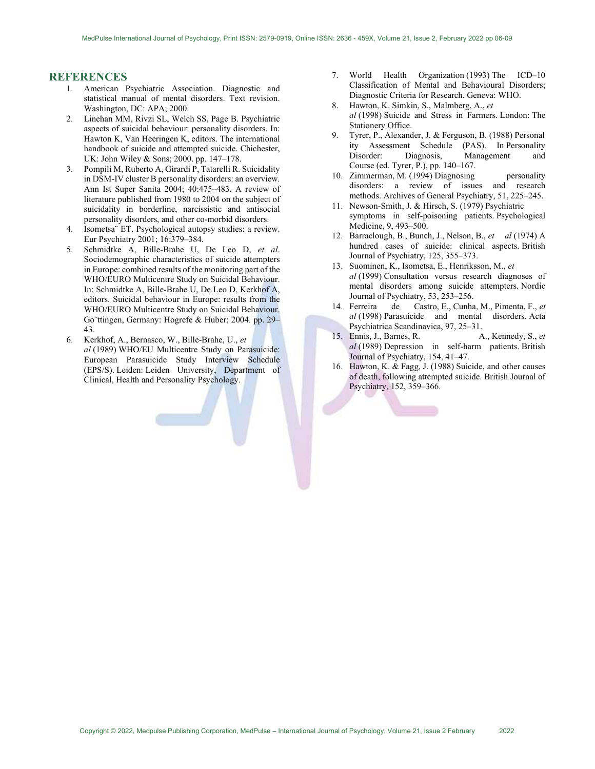## REFERENCES

1. American Psychiatric Association. Diagnostic and statistical manual of mental disorders. Text revision. Washington, DC: APA; 2000.
2. Linehan MM, Rivzi SL, Welch SS, Page B. Psychiatric aspects of suicidal behaviour: personality disorders. In: Hawton K, Van Heeringen K, editors. The international handbook of suicide and attempted suicide. Chichester, UK: John Wiley & Sons; 2000. pp. 147–178.
3. Pompili M, Ruberto A, Girardi P, Tatarelli R. Suicidality in DSM-IV cluster B personality disorders: an overview. Ann Ist Super Sanita 2004; 40:475–483. A review of literature published from 1980 to 2004 on the subject of suicidality in borderline, narcissistic and antisocial personality disorders, and other co-morbid disorders.
4. Isometsa¨ ET. Psychological autopsy studies: a review. Eur Psychiatry 2001; 16:379–384.
5. Schmidtke A, Bille-Brahe U, De Leo D, *et al*. Sociodemographic characteristics of suicide attempters in Europe: combined results of the monitoring part of the WHO/EURO Multicentre Study on Suicidal Behaviour. In: Schmidtke A, Bille-Brahe U, De Leo D, Kerkhof A, editors. Suicidal behaviour in Europe: results from the WHO/EURO Multicentre Study on Suicidal Behaviour. Go¨ttingen, Germany: Hogrefe & Huber; 2004. pp. 29–43.
6. Kerkhof, A., Bernasco, W., Bille-Brahe, U., *et al* (1989) WHO/EU Multicentre Study on Parasuicide: European Parasuicide Study Interview Schedule (EPS/S). Leiden: Leiden University, Department of Clinical, Health and Personality Psychology.
7. World Health Organization (1993) The ICD–10 Classification of Mental and Behavioural Disorders; Diagnostic Criteria for Research. Geneva: WHO.
8. Hawton, K. Simkin, S., Malmberg, A., *et al* (1998) Suicide and Stress in Farmers. London: The Stationery Office.
9. Tyrer, P., Alexander, J. & Ferguson, B. (1988) Personality Assessment Schedule (PAS). In Personality Disorder: Diagnosis, Management and Course (ed. Tyrer, P.), pp. 140–167.
10. Zimmerman, M. (1994) Diagnosing personality disorders: a review of issues and research methods. Archives of General Psychiatry, 51, 225–245.
11. Newson-Smith, J. & Hirsch, S. (1979) Psychiatric symptoms in self-poisoning patients. Psychological Medicine, 9, 493–500.
12. Barraclough, B., Bunch, J., Nelson, B., *et al* (1974) A hundred cases of suicide: clinical aspects. British Journal of Psychiatry, 125, 355–373.
13. Suominen, K., Isometsa, E., Henriksson, M., *et al* (1999) Consultation versus research diagnoses of mental disorders among suicide attempters. Nordic Journal of Psychiatry, 53, 253–256.
14. Ferreira de Castro, E., Cunha, M., Pimenta, F., *et al* (1998) Parasuicide and mental disorders. Acta Psychiatrica Scandinavica, 97, 25–31.
15. Ennis, J., Barnes, R. A., Kennedy, S., *et al* (1989) Depression in self-harm patients. British Journal of Psychiatry, 154, 41–47.
16. Hawton, K. & Fagg, J. (1988) Suicide, and other causes of death, following attempted suicide. British Journal of Psychiatry, 152, 359–366.